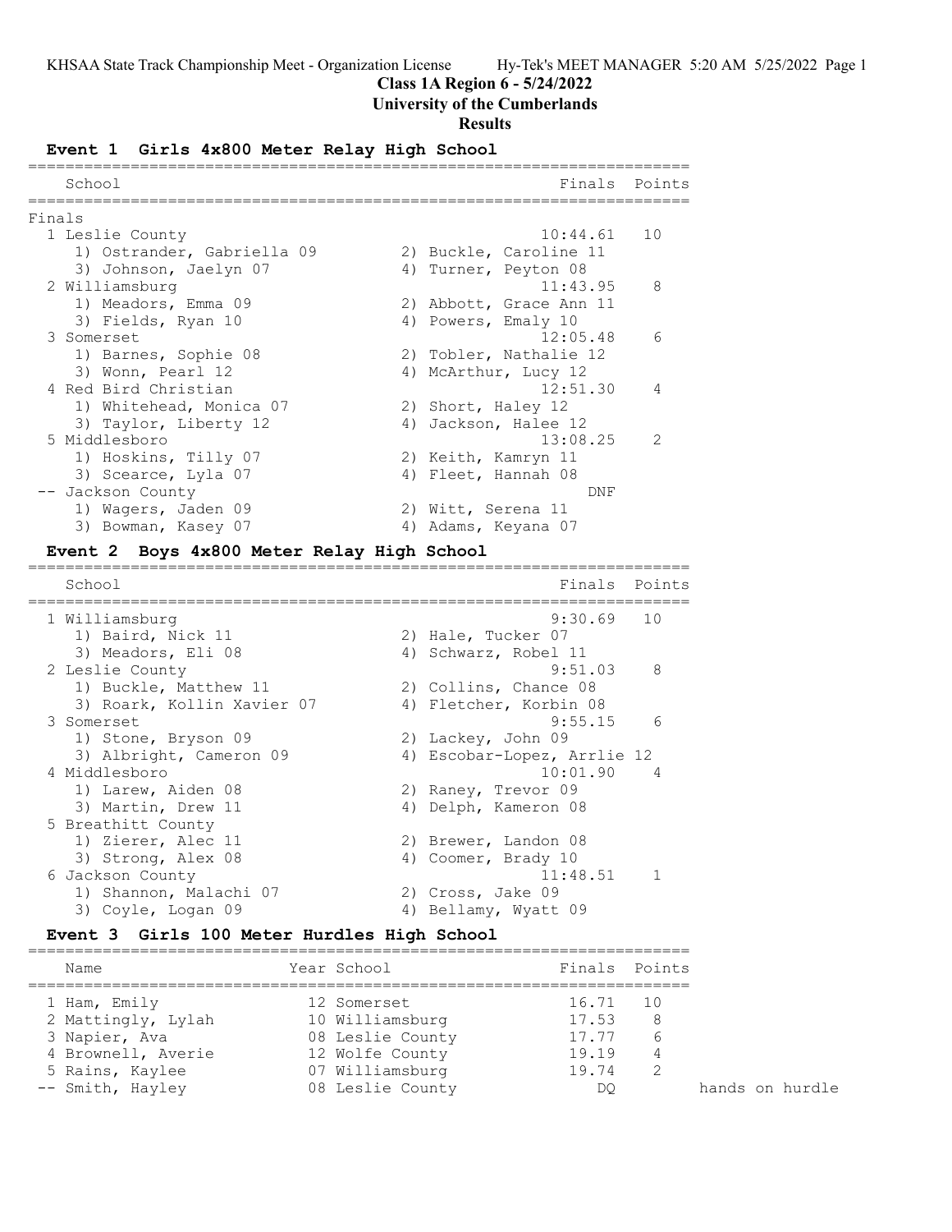KHSAA State Track Championship Meet - Organization License    Hy-Tek's MEET MANAGER 5:20 AM 5/25/2022

# Class 1A Region 6 - 5/24/2022
## University of the Cumberlands
### Results

## Event 1 Girls 4x800 Meter Relay High School

**Finals**

| Place | School | Finals | Points |
|---|---|---|---|
| 1 | Leslie County | 10:44.61 | 10 |
| | 1) Ostrander, Gabriella 09; 2) Buckle, Caroline 11; 3) Johnson, Jaelyn 07; 4) Turner, Peyton 08 | | |
| 2 | Williamsburg | 11:43.95 | 8 |
| | 1) Meadors, Emma 09; 2) Abbott, Grace Ann 11; 3) Fields, Ryan 10; 4) Powers, Emaly 10 | | |
| 3 | Somerset | 12:05.48 | 6 |
| | 1) Barnes, Sophie 08; 2) Tobler, Nathalie 12; 3) Wonn, Pearl 12; 4) McArthur, Lucy 12 | | |
| 4 | Red Bird Christian | 12:51.30 | 4 |
| | 1) Whitehead, Monica 07; 2) Short, Haley 12; 3) Taylor, Liberty 12; 4) Jackson, Halee 12 | | |
| 5 | Middlesboro | 13:08.25 | 2 |
| | 1) Hoskins, Tilly 07; 2) Keith, Kamryn 11; 3) Scearce, Lyla 07; 4) Fleet, Hannah 08 | | |
| -- | Jackson County | DNF | |
| | 1) Wagers, Jaden 09; 2) Witt, Serena 11; 3) Bowman, Kasey 07; 4) Adams, Keyana 07 | | |

## Event 2 Boys 4x800 Meter Relay High School

| Place | School | Finals | Points |
|---|---|---|---|
| 1 | Williamsburg | 9:30.69 | 10 |
| | 1) Baird, Nick 11; 2) Hale, Tucker 07; 3) Meadors, Eli 08; 4) Schwarz, Robel 11 | | |
| 2 | Leslie County | 9:51.03 | 8 |
| | 1) Buckle, Matthew 11; 2) Collins, Chance 08; 3) Roark, Kollin Xavier 07; 4) Fletcher, Korbin 08 | | |
| 3 | Somerset | 9:55.15 | 6 |
| | 1) Stone, Bryson 09; 2) Lackey, John 09; 3) Albright, Cameron 09; 4) Escobar-Lopez, Arrlie 12 | | |
| 4 | Middlesboro | 10:01.90 | 4 |
| | 1) Larew, Aiden 08; 2) Raney, Trevor 09; 3) Martin, Drew 11; 4) Delph, Kameron 08 | | |
| 5 | Breathitt County | | |
| | 1) Zierer, Alec 11; 2) Brewer, Landon 08; 3) Strong, Alex 08; 4) Coomer, Brady 10 | | |
| 6 | Jackson County | 11:48.51 | 1 |
| | 1) Shannon, Malachi 07; 2) Cross, Jake 09; 3) Coyle, Logan 09; 4) Bellamy, Wyatt 09 | | |

## Event 3 Girls 100 Meter Hurdles High School

| Place | Name | Year | School | Finals | Points | |
|---|---|---|---|---|---|---|
| 1 | Ham, Emily | 12 | Somerset | 16.71 | 10 | |
| 2 | Mattingly, Lylah | 10 | Williamsburg | 17.53 | 8 | |
| 3 | Napier, Ava | 08 | Leslie County | 17.77 | 6 | |
| 4 | Brownell, Averie | 12 | Wolfe County | 19.19 | 4 | |
| 5 | Rains, Kaylee | 07 | Williamsburg | 19.74 | 2 | |
| -- | Smith, Hayley | 08 | Leslie County | DQ | | hands on hurdle |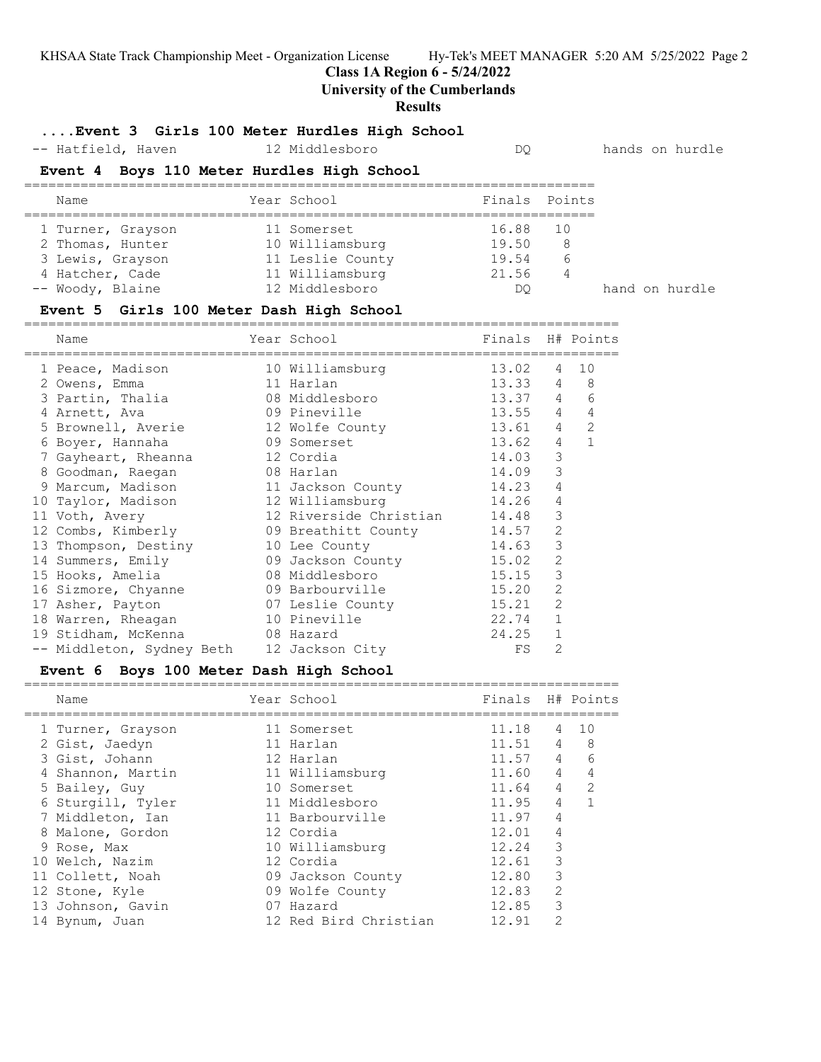## Class 1A Region 6 - 5/24/2022
## University of the Cumberlands
## Results

### ....Event 3 Girls 100 Meter Hurdles High School

| Name | Year | School | Finals | Points | |
|---|---|---|---|---|---|
| -- Hatfield, Haven | 12 | Middlesboro | DQ | | hands on hurdle |

### Event 4 Boys 110 Meter Hurdles High School

| Name | Year | School | Finals | Points | |
|---|---|---|---|---|---|
| 1 Turner, Grayson | 11 | Somerset | 16.88 | 10 | |
| 2 Thomas, Hunter | 10 | Williamsburg | 19.50 | 8 | |
| 3 Lewis, Grayson | 11 | Leslie County | 19.54 | 6 | |
| 4 Hatcher, Cade | 11 | Williamsburg | 21.56 | 4 | |
| -- Woody, Blaine | 12 | Middlesboro | DQ | | hand on hurdle |

### Event 5 Girls 100 Meter Dash High School

| Name | Year | School | Finals | H# | Points |
|---|---|---|---|---|---|
| 1 Peace, Madison | 10 | Williamsburg | 13.02 | 4 | 10 |
| 2 Owens, Emma | 11 | Harlan | 13.33 | 4 | 8 |
| 3 Partin, Thalia | 08 | Middlesboro | 13.37 | 4 | 6 |
| 4 Arnett, Ava | 09 | Pineville | 13.55 | 4 | 4 |
| 5 Brownell, Averie | 12 | Wolfe County | 13.61 | 4 | 2 |
| 6 Boyer, Hannaha | 09 | Somerset | 13.62 | 4 | 1 |
| 7 Gayheart, Rheanna | 12 | Cordia | 14.03 | 3 | |
| 8 Goodman, Raegan | 08 | Harlan | 14.09 | 3 | |
| 9 Marcum, Madison | 11 | Jackson County | 14.23 | 4 | |
| 10 Taylor, Madison | 12 | Williamsburg | 14.26 | 4 | |
| 11 Voth, Avery | 12 | Riverside Christian | 14.48 | 3 | |
| 12 Combs, Kimberly | 09 | Breathitt County | 14.57 | 2 | |
| 13 Thompson, Destiny | 10 | Lee County | 14.63 | 3 | |
| 14 Summers, Emily | 09 | Jackson County | 15.02 | 2 | |
| 15 Hooks, Amelia | 08 | Middlesboro | 15.15 | 3 | |
| 16 Sizmore, Chyanne | 09 | Barbourville | 15.20 | 2 | |
| 17 Asher, Payton | 07 | Leslie County | 15.21 | 2 | |
| 18 Warren, Rheagan | 10 | Pineville | 22.74 | 1 | |
| 19 Stidham, McKenna | 08 | Hazard | 24.25 | 1 | |
| -- Middleton, Sydney Beth | 12 | Jackson City | FS | 2 | |

### Event 6 Boys 100 Meter Dash High School

| Name | Year | School | Finals | H# | Points |
|---|---|---|---|---|---|
| 1 Turner, Grayson | 11 | Somerset | 11.18 | 4 | 10 |
| 2 Gist, Jaedyn | 11 | Harlan | 11.51 | 4 | 8 |
| 3 Gist, Johann | 12 | Harlan | 11.57 | 4 | 6 |
| 4 Shannon, Martin | 11 | Williamsburg | 11.60 | 4 | 4 |
| 5 Bailey, Guy | 10 | Somerset | 11.64 | 4 | 2 |
| 6 Sturgill, Tyler | 11 | Middlesboro | 11.95 | 4 | 1 |
| 7 Middleton, Ian | 11 | Barbourville | 11.97 | 4 | |
| 8 Malone, Gordon | 12 | Cordia | 12.01 | 4 | |
| 9 Rose, Max | 10 | Williamsburg | 12.24 | 3 | |
| 10 Welch, Nazim | 12 | Cordia | 12.61 | 3 | |
| 11 Collett, Noah | 09 | Jackson County | 12.80 | 3 | |
| 12 Stone, Kyle | 09 | Wolfe County | 12.83 | 2 | |
| 13 Johnson, Gavin | 07 | Hazard | 12.85 | 3 | |
| 14 Bynum, Juan | 12 | Red Bird Christian | 12.91 | 2 | |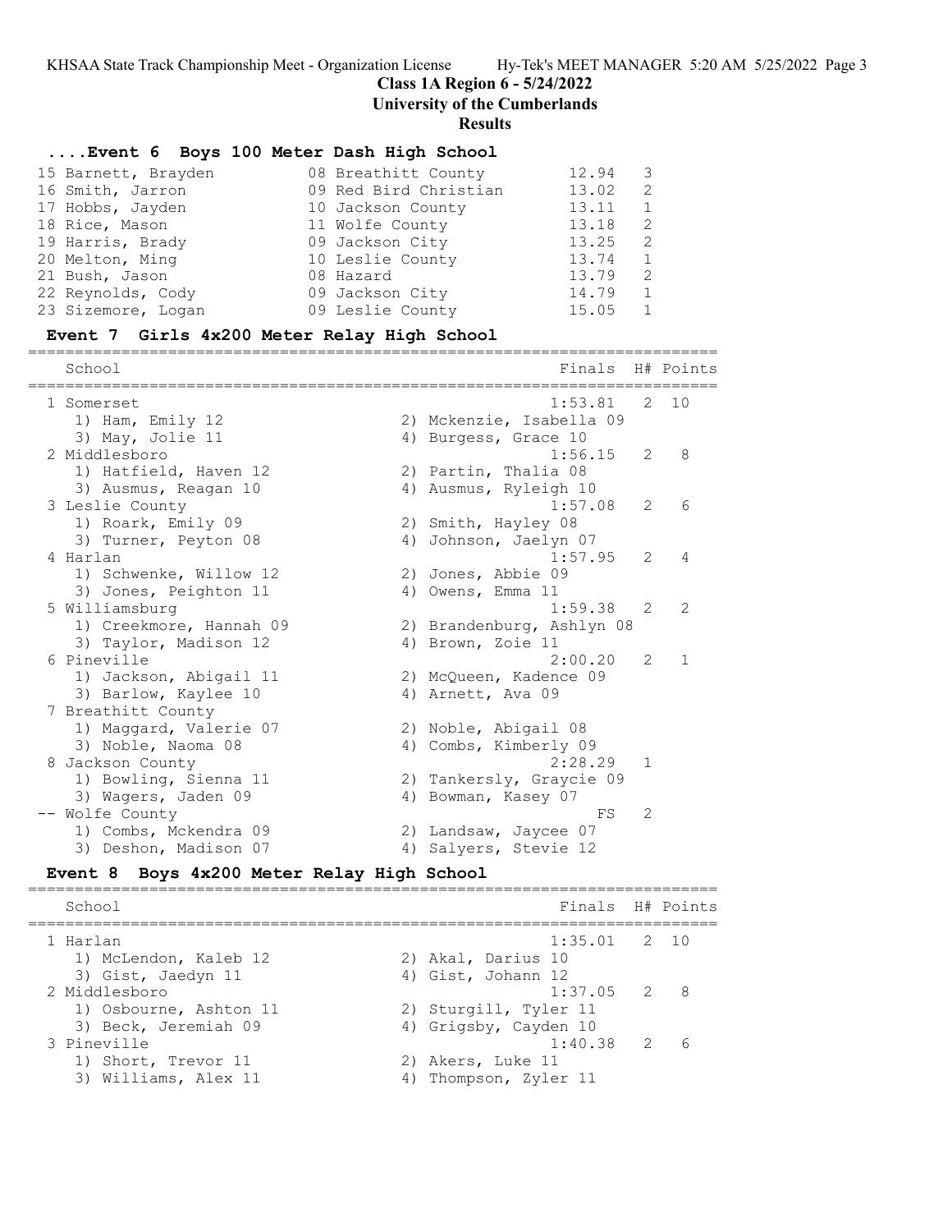## ....Event 6 Boys 100 Meter Dash High School

| Place | Name | Yr | School | Finals | H# |
|---|---|---|---|---|---|
| 15 | Barnett, Brayden | 08 | Breathitt County | 12.94 | 3 |
| 16 | Smith, Jarron | 09 | Red Bird Christian | 13.02 | 2 |
| 17 | Hobbs, Jayden | 10 | Jackson County | 13.11 | 1 |
| 18 | Rice, Mason | 11 | Wolfe County | 13.18 | 2 |
| 19 | Harris, Brady | 09 | Jackson City | 13.25 | 2 |
| 20 | Melton, Ming | 10 | Leslie County | 13.74 | 1 |
| 21 | Bush, Jason | 08 | Hazard | 13.79 | 2 |
| 22 | Reynolds, Cody | 09 | Jackson City | 14.79 | 1 |
| 23 | Sizemore, Logan | 09 | Leslie County | 15.05 | 1 |

## Event 7 Girls 4x200 Meter Relay High School

| Place | School | Finals | H# | Points |
|---|---|---|---|---|
| 1 | Somerset | 1:53.81 | 2 | 10 |
| | 1) Ham, Emily 12; 2) Mckenzie, Isabella 09; 3) May, Jolie 11; 4) Burgess, Grace 10 | | | |
| 2 | Middlesboro | 1:56.15 | 2 | 8 |
| | 1) Hatfield, Haven 12; 2) Partin, Thalia 08; 3) Ausmus, Reagan 10; 4) Ausmus, Ryleigh 10 | | | |
| 3 | Leslie County | 1:57.08 | 2 | 6 |
| | 1) Roark, Emily 09; 2) Smith, Hayley 08; 3) Turner, Peyton 08; 4) Johnson, Jaelyn 07 | | | |
| 4 | Harlan | 1:57.95 | 2 | 4 |
| | 1) Schwenke, Willow 12; 2) Jones, Abbie 09; 3) Jones, Peighton 11; 4) Owens, Emma 11 | | | |
| 5 | Williamsburg | 1:59.38 | 2 | 2 |
| | 1) Creekmore, Hannah 09; 2) Brandenburg, Ashlyn 08; 3) Taylor, Madison 12; 4) Brown, Zoie 11 | | | |
| 6 | Pineville | 2:00.20 | 2 | 1 |
| | 1) Jackson, Abigail 11; 2) McQueen, Kadence 09; 3) Barlow, Kaylee 10; 4) Arnett, Ava 09 | | | |
| 7 | Breathitt County | | | |
| | 1) Maggard, Valerie 07; 2) Noble, Abigail 08; 3) Noble, Naoma 08; 4) Combs, Kimberly 09 | | | |
| 8 | Jackson County | 2:28.29 | 1 | |
| | 1) Bowling, Sienna 11; 2) Tankersly, Graycie 09; 3) Wagers, Jaden 09; 4) Bowman, Kasey 07 | | | |
| -- | Wolfe County | FS | 2 | |
| | 1) Combs, Mckendra 09; 2) Landsaw, Jaycee 07; 3) Deshon, Madison 07; 4) Salyers, Stevie 12 | | | |

## Event 8 Boys 4x200 Meter Relay High School

| Place | School | Finals | H# | Points |
|---|---|---|---|---|
| 1 | Harlan | 1:35.01 | 2 | 10 |
| | 1) McLendon, Kaleb 12; 2) Akal, Darius 10; 3) Gist, Jaedyn 11; 4) Gist, Johann 12 | | | |
| 2 | Middlesboro | 1:37.05 | 2 | 8 |
| | 1) Osbourne, Ashton 11; 2) Sturgill, Tyler 11; 3) Beck, Jeremiah 09; 4) Grigsby, Cayden 10 | | | |
| 3 | Pineville | 1:40.38 | 2 | 6 |
| | 1) Short, Trevor 11; 2) Akers, Luke 11; 3) Williams, Alex 11; 4) Thompson, Zyler 11 | | | |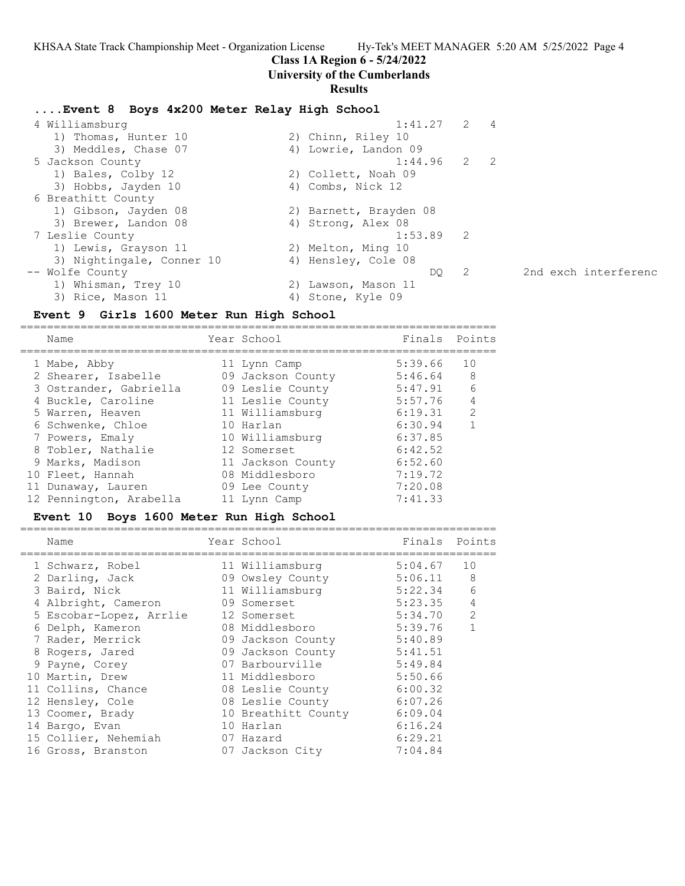## Class 1A Region 6 - 5/24/2022

## University of the Cumberlands

## Results

### ....Event 8 Boys 4x200 Meter Relay High School

| Place | School | Time | Heat | Points | Note |
|---|---|---|---|---|---|
| 4 | Williamsburg | 1:41.27 | 2 | 4 | |
| | 1) Thomas, Hunter 10 | 2) Chinn, Riley 10 | | | |
| | 3) Meddles, Chase 07 | 4) Lowrie, Landon 09 | | | |
| 5 | Jackson County | 1:44.96 | 2 | 2 | |
| | 1) Bales, Colby 12 | 2) Collett, Noah 09 | | | |
| | 3) Hobbs, Jayden 10 | 4) Combs, Nick 12 | | | |
| 6 | Breathitt County | | | | |
| | 1) Gibson, Jayden 08 | 2) Barnett, Brayden 08 | | | |
| | 3) Brewer, Landon 08 | 4) Strong, Alex 08 | | | |
| 7 | Leslie County | 1:53.89 | 2 | | |
| | 1) Lewis, Grayson 11 | 2) Melton, Ming 10 | | | |
| | 3) Nightingale, Conner 10 | 4) Hensley, Cole 08 | | | |
| -- | Wolfe County | DQ | 2 | | 2nd exch interferenc |
| | 1) Whisman, Trey 10 | 2) Lawson, Mason 11 | | | |
| | 3) Rice, Mason 11 | 4) Stone, Kyle 09 | | | |

### Event 9 Girls 1600 Meter Run High School

| Place | Name | Year | School | Finals | Points |
|---|---|---|---|---|---|
| 1 | Mabe, Abby | 11 | Lynn Camp | 5:39.66 | 10 |
| 2 | Shearer, Isabelle | 09 | Jackson County | 5:46.64 | 8 |
| 3 | Ostrander, Gabriella | 09 | Leslie County | 5:47.91 | 6 |
| 4 | Buckle, Caroline | 11 | Leslie County | 5:57.76 | 4 |
| 5 | Warren, Heaven | 11 | Williamsburg | 6:19.31 | 2 |
| 6 | Schwenke, Chloe | 10 | Harlan | 6:30.94 | 1 |
| 7 | Powers, Emaly | 10 | Williamsburg | 6:37.85 | |
| 8 | Tobler, Nathalie | 12 | Somerset | 6:42.52 | |
| 9 | Marks, Madison | 11 | Jackson County | 6:52.60 | |
| 10 | Fleet, Hannah | 08 | Middlesboro | 7:19.72 | |
| 11 | Dunaway, Lauren | 09 | Lee County | 7:20.08 | |
| 12 | Pennington, Arabella | 11 | Lynn Camp | 7:41.33 | |

### Event 10 Boys 1600 Meter Run High School

| Place | Name | Year | School | Finals | Points |
|---|---|---|---|---|---|
| 1 | Schwarz, Robel | 11 | Williamsburg | 5:04.67 | 10 |
| 2 | Darling, Jack | 09 | Owsley County | 5:06.11 | 8 |
| 3 | Baird, Nick | 11 | Williamsburg | 5:22.34 | 6 |
| 4 | Albright, Cameron | 09 | Somerset | 5:23.35 | 4 |
| 5 | Escobar-Lopez, Arrlie | 12 | Somerset | 5:34.70 | 2 |
| 6 | Delph, Kameron | 08 | Middlesboro | 5:39.76 | 1 |
| 7 | Rader, Merrick | 09 | Jackson County | 5:40.89 | |
| 8 | Rogers, Jared | 09 | Jackson County | 5:41.51 | |
| 9 | Payne, Corey | 07 | Barbourville | 5:49.84 | |
| 10 | Martin, Drew | 11 | Middlesboro | 5:50.66 | |
| 11 | Collins, Chance | 08 | Leslie County | 6:00.32 | |
| 12 | Hensley, Cole | 08 | Leslie County | 6:07.26 | |
| 13 | Coomer, Brady | 10 | Breathitt County | 6:09.04 | |
| 14 | Bargo, Evan | 10 | Harlan | 6:16.24 | |
| 15 | Collier, Nehemiah | 07 | Hazard | 6:29.21 | |
| 16 | Gross, Branston | 07 | Jackson City | 7:04.84 | |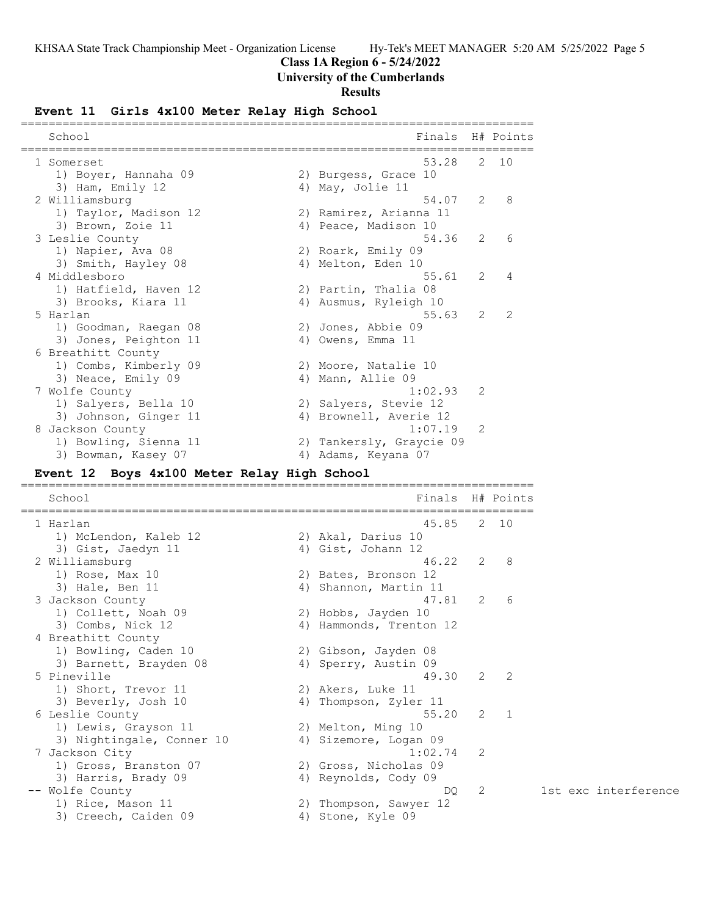# Class 1A Region 6 - 5/24/2022

## University of the Cumberlands

### Results

### Event 11 Girls 4x100 Meter Relay High School

| | School | Finals | H# | Points |
|---|---|---|---|---|
| 1 | Somerset | 53.28 | 2 | 10 |
| | 1) Boyer, Hannaha 09; 2) Burgess, Grace 10; 3) Ham, Emily 12; 4) May, Jolie 11 | | | |
| 2 | Williamsburg | 54.07 | 2 | 8 |
| | 1) Taylor, Madison 12; 2) Ramirez, Arianna 11; 3) Brown, Zoie 11; 4) Peace, Madison 10 | | | |
| 3 | Leslie County | 54.36 | 2 | 6 |
| | 1) Napier, Ava 08; 2) Roark, Emily 09; 3) Smith, Hayley 08; 4) Melton, Eden 10 | | | |
| 4 | Middlesboro | 55.61 | 2 | 4 |
| | 1) Hatfield, Haven 12; 2) Partin, Thalia 08; 3) Brooks, Kiara 11; 4) Ausmus, Ryleigh 10 | | | |
| 5 | Harlan | 55.63 | 2 | 2 |
| | 1) Goodman, Raegan 08; 2) Jones, Abbie 09; 3) Jones, Peighton 11; 4) Owens, Emma 11 | | | |
| 6 | Breathitt County | | | |
| | 1) Combs, Kimberly 09; 2) Moore, Natalie 10; 3) Neace, Emily 09; 4) Mann, Allie 09 | | | |
| 7 | Wolfe County | 1:02.93 | 2 | |
| | 1) Salyers, Bella 10; 2) Salyers, Stevie 12; 3) Johnson, Ginger 11; 4) Brownell, Averie 12 | | | |
| 8 | Jackson County | 1:07.19 | 2 | |
| | 1) Bowling, Sienna 11; 2) Tankersly, Graycie 09; 3) Bowman, Kasey 07; 4) Adams, Keyana 07 | | | |

### Event 12 Boys 4x100 Meter Relay High School

| | School | Finals | H# | Points | |
|---|---|---|---|---|---|
| 1 | Harlan | 45.85 | 2 | 10 | |
| | 1) McLendon, Kaleb 12; 2) Akal, Darius 10; 3) Gist, Jaedyn 11; 4) Gist, Johann 12 | | | | |
| 2 | Williamsburg | 46.22 | 2 | 8 | |
| | 1) Rose, Max 10; 2) Bates, Bronson 12; 3) Hale, Ben 11; 4) Shannon, Martin 11 | | | | |
| 3 | Jackson County | 47.81 | 2 | 6 | |
| | 1) Collett, Noah 09; 2) Hobbs, Jayden 10; 3) Combs, Nick 12; 4) Hammonds, Trenton 12 | | | | |
| 4 | Breathitt County | | | | |
| | 1) Bowling, Caden 10; 2) Gibson, Jayden 08; 3) Barnett, Brayden 08; 4) Sperry, Austin 09 | | | | |
| 5 | Pineville | 49.30 | 2 | 2 | |
| | 1) Short, Trevor 11; 2) Akers, Luke 11; 3) Beverly, Josh 10; 4) Thompson, Zyler 11 | | | | |
| 6 | Leslie County | 55.20 | 2 | 1 | |
| | 1) Lewis, Grayson 11; 2) Melton, Ming 10; 3) Nightingale, Conner 10; 4) Sizemore, Logan 09 | | | | |
| 7 | Jackson City | 1:02.74 | 2 | | |
| | 1) Gross, Branston 07; 2) Gross, Nicholas 09; 3) Harris, Brady 09; 4) Reynolds, Cody 09 | | | | |
| -- | Wolfe County | DQ | 2 | | 1st exc interference |
| | 1) Rice, Mason 11; 2) Thompson, Sawyer 12; 3) Creech, Caiden 09; 4) Stone, Kyle 09 | | | | |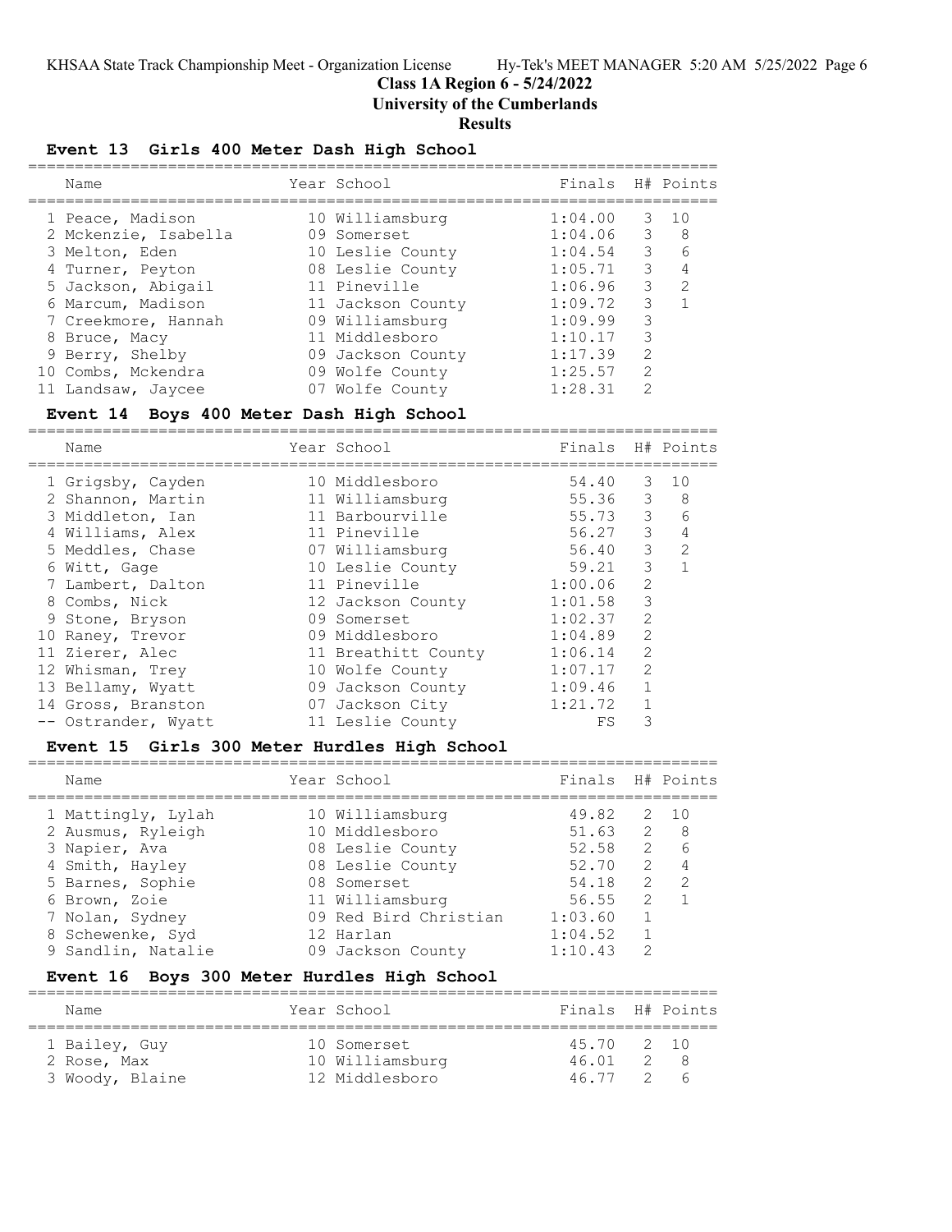# Class 1A Region 6 - 5/24/2022
## University of the Cumberlands
### Results

### Event 13 Girls 400 Meter Dash High School

| | Name | Year | School | Finals | H# | Points |
|---|---|---|---|---|---|---|
| 1 | Peace, Madison | 10 | Williamsburg | 1:04.00 | 3 | 10 |
| 2 | Mckenzie, Isabella | 09 | Somerset | 1:04.06 | 3 | 8 |
| 3 | Melton, Eden | 10 | Leslie County | 1:04.54 | 3 | 6 |
| 4 | Turner, Peyton | 08 | Leslie County | 1:05.71 | 3 | 4 |
| 5 | Jackson, Abigail | 11 | Pineville | 1:06.96 | 3 | 2 |
| 6 | Marcum, Madison | 11 | Jackson County | 1:09.72 | 3 | 1 |
| 7 | Creekmore, Hannah | 09 | Williamsburg | 1:09.99 | 3 | |
| 8 | Bruce, Macy | 11 | Middlesboro | 1:10.17 | 3 | |
| 9 | Berry, Shelby | 09 | Jackson County | 1:17.39 | 2 | |
| 10 | Combs, Mckendra | 09 | Wolfe County | 1:25.57 | 2 | |
| 11 | Landsaw, Jaycee | 07 | Wolfe County | 1:28.31 | 2 | |

### Event 14 Boys 400 Meter Dash High School

| | Name | Year | School | Finals | H# | Points |
|---|---|---|---|---|---|---|
| 1 | Grigsby, Cayden | 10 | Middlesboro | 54.40 | 3 | 10 |
| 2 | Shannon, Martin | 11 | Williamsburg | 55.36 | 3 | 8 |
| 3 | Middleton, Ian | 11 | Barbourville | 55.73 | 3 | 6 |
| 4 | Williams, Alex | 11 | Pineville | 56.27 | 3 | 4 |
| 5 | Meddles, Chase | 07 | Williamsburg | 56.40 | 3 | 2 |
| 6 | Witt, Gage | 10 | Leslie County | 59.21 | 3 | 1 |
| 7 | Lambert, Dalton | 11 | Pineville | 1:00.06 | 2 | |
| 8 | Combs, Nick | 12 | Jackson County | 1:01.58 | 3 | |
| 9 | Stone, Bryson | 09 | Somerset | 1:02.37 | 2 | |
| 10 | Raney, Trevor | 09 | Middlesboro | 1:04.89 | 2 | |
| 11 | Zierer, Alec | 11 | Breathitt County | 1:06.14 | 2 | |
| 12 | Whisman, Trey | 10 | Wolfe County | 1:07.17 | 2 | |
| 13 | Bellamy, Wyatt | 09 | Jackson County | 1:09.46 | 1 | |
| 14 | Gross, Branston | 07 | Jackson City | 1:21.72 | 1 | |
| -- | Ostrander, Wyatt | 11 | Leslie County | FS | 3 | |

### Event 15 Girls 300 Meter Hurdles High School

| | Name | Year | School | Finals | H# | Points |
|---|---|---|---|---|---|---|
| 1 | Mattingly, Lylah | 10 | Williamsburg | 49.82 | 2 | 10 |
| 2 | Ausmus, Ryleigh | 10 | Middlesboro | 51.63 | 2 | 8 |
| 3 | Napier, Ava | 08 | Leslie County | 52.58 | 2 | 6 |
| 4 | Smith, Hayley | 08 | Leslie County | 52.70 | 2 | 4 |
| 5 | Barnes, Sophie | 08 | Somerset | 54.18 | 2 | 2 |
| 6 | Brown, Zoie | 11 | Williamsburg | 56.55 | 2 | 1 |
| 7 | Nolan, Sydney | 09 | Red Bird Christian | 1:03.60 | 1 | |
| 8 | Schewenke, Syd | 12 | Harlan | 1:04.52 | 1 | |
| 9 | Sandlin, Natalie | 09 | Jackson County | 1:10.43 | 2 | |

### Event 16 Boys 300 Meter Hurdles High School

| | Name | Year | School | Finals | H# | Points |
|---|---|---|---|---|---|---|
| 1 | Bailey, Guy | 10 | Somerset | 45.70 | 2 | 10 |
| 2 | Rose, Max | 10 | Williamsburg | 46.01 | 2 | 8 |
| 3 | Woody, Blaine | 12 | Middlesboro | 46.77 | 2 | 6 |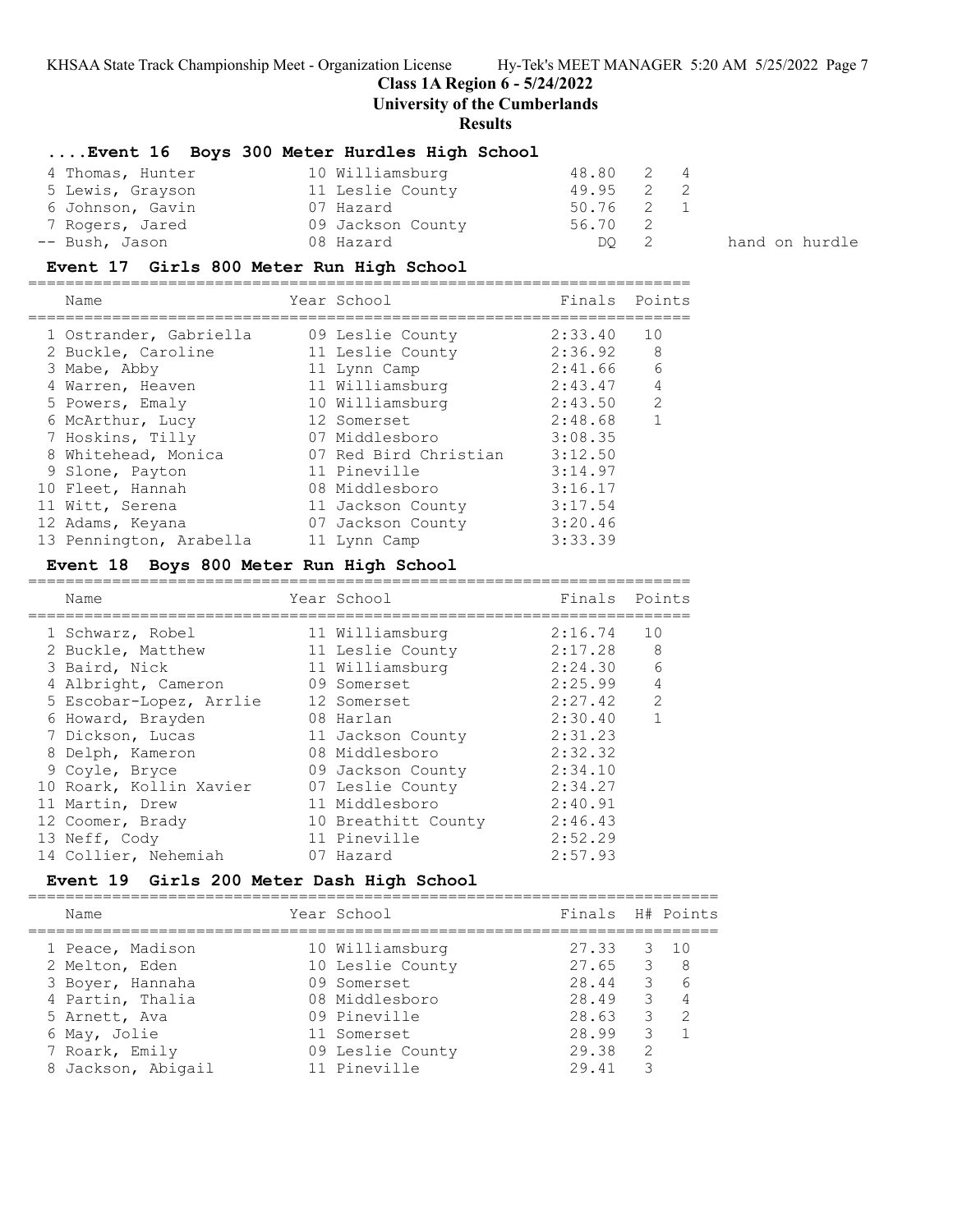# Class 1A Region 6 - 5/24/2022

## University of the Cumberlands

### Results

#### ....Event 16 Boys 300 Meter Hurdles High School

| Place | Name | Year | School | Finals | H# | Points | |
|---|---|---|---|---|---|---|---|
| 4 | Thomas, Hunter | 10 | Williamsburg | 48.80 | 2 | 4 | |
| 5 | Lewis, Grayson | 11 | Leslie County | 49.95 | 2 | 2 | |
| 6 | Johnson, Gavin | 07 | Hazard | 50.76 | 2 | 1 | |
| 7 | Rogers, Jared | 09 | Jackson County | 56.70 | 2 | | |
| -- | Bush, Jason | 08 | Hazard | DQ | 2 | | hand on hurdle |

#### Event 17 Girls 800 Meter Run High School

| Place | Name | Year | School | Finals | Points |
|---|---|---|---|---|---|
| 1 | Ostrander, Gabriella | 09 | Leslie County | 2:33.40 | 10 |
| 2 | Buckle, Caroline | 11 | Leslie County | 2:36.92 | 8 |
| 3 | Mabe, Abby | 11 | Lynn Camp | 2:41.66 | 6 |
| 4 | Warren, Heaven | 11 | Williamsburg | 2:43.47 | 4 |
| 5 | Powers, Emaly | 10 | Williamsburg | 2:43.50 | 2 |
| 6 | McArthur, Lucy | 12 | Somerset | 2:48.68 | 1 |
| 7 | Hoskins, Tilly | 07 | Middlesboro | 3:08.35 | |
| 8 | Whitehead, Monica | 07 | Red Bird Christian | 3:12.50 | |
| 9 | Slone, Payton | 11 | Pineville | 3:14.97 | |
| 10 | Fleet, Hannah | 08 | Middlesboro | 3:16.17 | |
| 11 | Witt, Serena | 11 | Jackson County | 3:17.54 | |
| 12 | Adams, Keyana | 07 | Jackson County | 3:20.46 | |
| 13 | Pennington, Arabella | 11 | Lynn Camp | 3:33.39 | |

#### Event 18 Boys 800 Meter Run High School

| Place | Name | Year | School | Finals | Points |
|---|---|---|---|---|---|
| 1 | Schwarz, Robel | 11 | Williamsburg | 2:16.74 | 10 |
| 2 | Buckle, Matthew | 11 | Leslie County | 2:17.28 | 8 |
| 3 | Baird, Nick | 11 | Williamsburg | 2:24.30 | 6 |
| 4 | Albright, Cameron | 09 | Somerset | 2:25.99 | 4 |
| 5 | Escobar-Lopez, Arrlie | 12 | Somerset | 2:27.42 | 2 |
| 6 | Howard, Brayden | 08 | Harlan | 2:30.40 | 1 |
| 7 | Dickson, Lucas | 11 | Jackson County | 2:31.23 | |
| 8 | Delph, Kameron | 08 | Middlesboro | 2:32.32 | |
| 9 | Coyle, Bryce | 09 | Jackson County | 2:34.10 | |
| 10 | Roark, Kollin Xavier | 07 | Leslie County | 2:34.27 | |
| 11 | Martin, Drew | 11 | Middlesboro | 2:40.91 | |
| 12 | Coomer, Brady | 10 | Breathitt County | 2:46.43 | |
| 13 | Neff, Cody | 11 | Pineville | 2:52.29 | |
| 14 | Collier, Nehemiah | 07 | Hazard | 2:57.93 | |

#### Event 19 Girls 200 Meter Dash High School

| Place | Name | Year | School | Finals | H# | Points |
|---|---|---|---|---|---|---|
| 1 | Peace, Madison | 10 | Williamsburg | 27.33 | 3 | 10 |
| 2 | Melton, Eden | 10 | Leslie County | 27.65 | 3 | 8 |
| 3 | Boyer, Hannaha | 09 | Somerset | 28.44 | 3 | 6 |
| 4 | Partin, Thalia | 08 | Middlesboro | 28.49 | 3 | 4 |
| 5 | Arnett, Ava | 09 | Pineville | 28.63 | 3 | 2 |
| 6 | May, Jolie | 11 | Somerset | 28.99 | 3 | 1 |
| 7 | Roark, Emily | 09 | Leslie County | 29.38 | 2 | |
| 8 | Jackson, Abigail | 11 | Pineville | 29.41 | 3 | |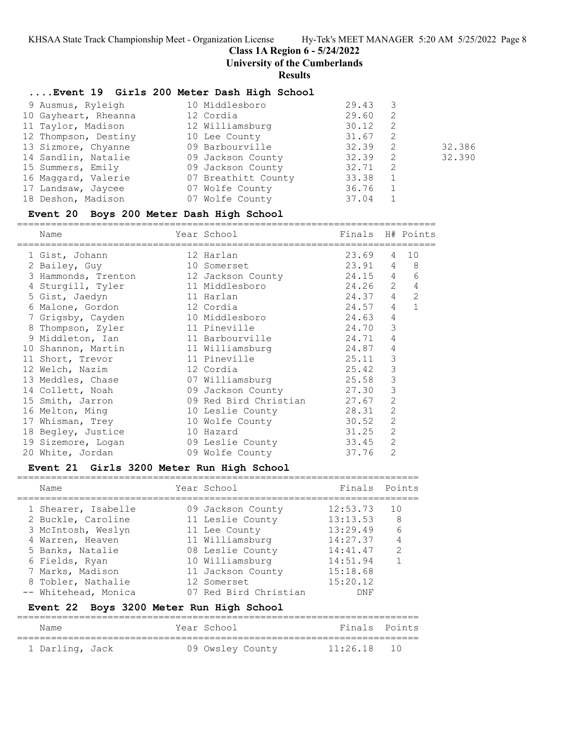## Class 1A Region 6 - 5/24/2022

## University of the Cumberlands

## Results

### ....Event 19 Girls 200 Meter Dash High School

| Name | Year | School | Finals | H# | |
|---|---|---|---|---|---|
| 9 Ausmus, Ryleigh | 10 | Middlesboro | 29.43 | 3 | |
| 10 Gayheart, Rheanna | 12 | Cordia | 29.60 | 2 | |
| 11 Taylor, Madison | 12 | Williamsburg | 30.12 | 2 | |
| 12 Thompson, Destiny | 10 | Lee County | 31.67 | 2 | |
| 13 Sizmore, Chyanne | 09 | Barbourville | 32.39 | 2 | 32.386 |
| 14 Sandlin, Natalie | 09 | Jackson County | 32.39 | 2 | 32.390 |
| 15 Summers, Emily | 09 | Jackson County | 32.71 | 2 | |
| 16 Maggard, Valerie | 07 | Breathitt County | 33.38 | 1 | |
| 17 Landsaw, Jaycee | 07 | Wolfe County | 36.76 | 1 | |
| 18 Deshon, Madison | 07 | Wolfe County | 37.04 | 1 | |

### Event 20 Boys 200 Meter Dash High School

| Name | Year | School | Finals | H# | Points |
|---|---|---|---|---|---|
| 1 Gist, Johann | 12 | Harlan | 23.69 | 4 | 10 |
| 2 Bailey, Guy | 10 | Somerset | 23.91 | 4 | 8 |
| 3 Hammonds, Trenton | 12 | Jackson County | 24.15 | 4 | 6 |
| 4 Sturgill, Tyler | 11 | Middlesboro | 24.26 | 2 | 4 |
| 5 Gist, Jaedyn | 11 | Harlan | 24.37 | 4 | 2 |
| 6 Malone, Gordon | 12 | Cordia | 24.57 | 4 | 1 |
| 7 Grigsby, Cayden | 10 | Middlesboro | 24.63 | 4 | |
| 8 Thompson, Zyler | 11 | Pineville | 24.70 | 3 | |
| 9 Middleton, Ian | 11 | Barbourville | 24.71 | 4 | |
| 10 Shannon, Martin | 11 | Williamsburg | 24.87 | 4 | |
| 11 Short, Trevor | 11 | Pineville | 25.11 | 3 | |
| 12 Welch, Nazim | 12 | Cordia | 25.42 | 3 | |
| 13 Meddles, Chase | 07 | Williamsburg | 25.58 | 3 | |
| 14 Collett, Noah | 09 | Jackson County | 27.30 | 3 | |
| 15 Smith, Jarron | 09 | Red Bird Christian | 27.67 | 2 | |
| 16 Melton, Ming | 10 | Leslie County | 28.31 | 2 | |
| 17 Whisman, Trey | 10 | Wolfe County | 30.52 | 2 | |
| 18 Begley, Justice | 10 | Hazard | 31.25 | 2 | |
| 19 Sizemore, Logan | 09 | Leslie County | 33.45 | 2 | |
| 20 White, Jordan | 09 | Wolfe County | 37.76 | 2 | |

### Event 21 Girls 3200 Meter Run High School

| Name | Year | School | Finals | Points |
|---|---|---|---|---|
| 1 Shearer, Isabelle | 09 | Jackson County | 12:53.73 | 10 |
| 2 Buckle, Caroline | 11 | Leslie County | 13:13.53 | 8 |
| 3 McIntosh, Weslyn | 11 | Lee County | 13:29.49 | 6 |
| 4 Warren, Heaven | 11 | Williamsburg | 14:27.37 | 4 |
| 5 Banks, Natalie | 08 | Leslie County | 14:41.47 | 2 |
| 6 Fields, Ryan | 10 | Williamsburg | 14:51.94 | 1 |
| 7 Marks, Madison | 11 | Jackson County | 15:18.68 | |
| 8 Tobler, Nathalie | 12 | Somerset | 15:20.12 | |
| -- Whitehead, Monica | 07 | Red Bird Christian | DNF | |

### Event 22 Boys 3200 Meter Run High School

| Name | Year | School | Finals | Points |
|---|---|---|---|---|
| 1 Darling, Jack | 09 | Owsley County | 11:26.18 | 10 |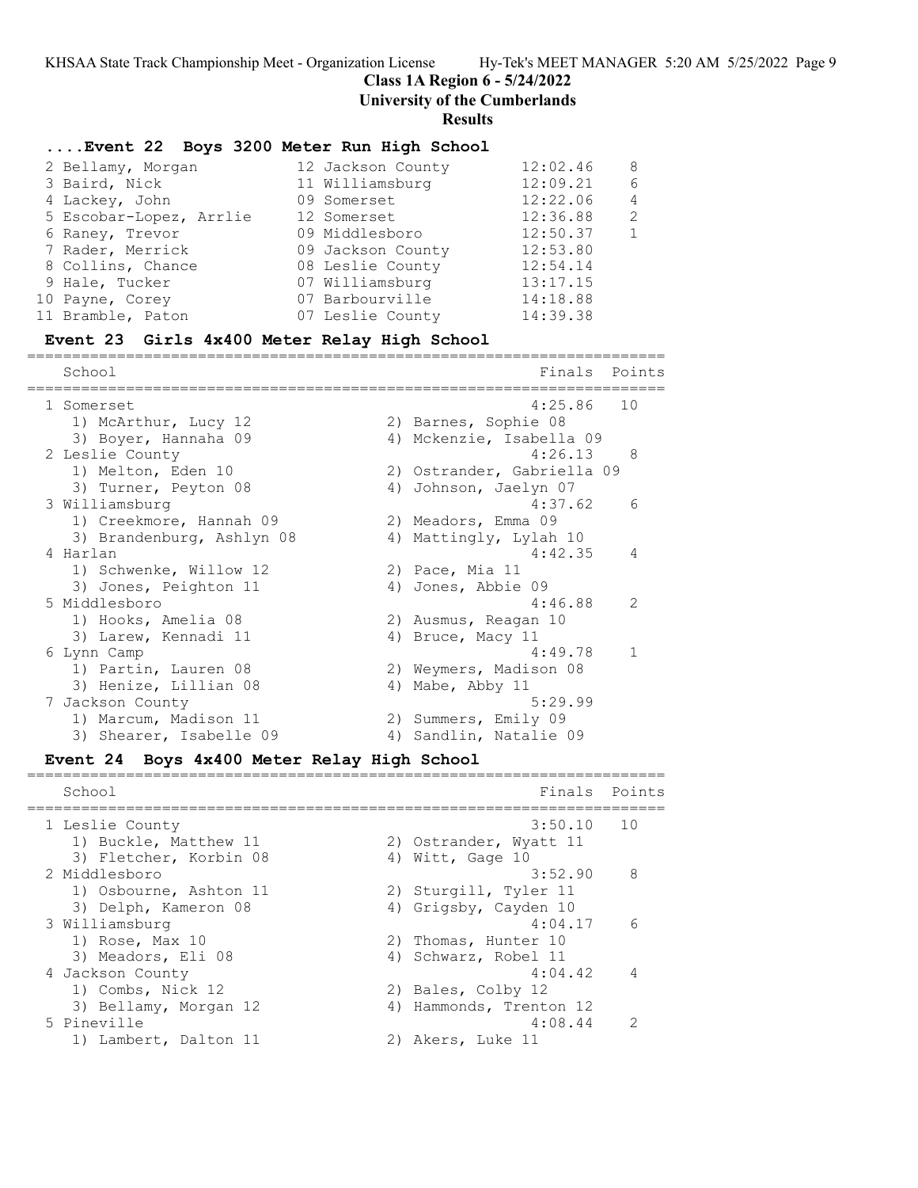## Class 1A Region 6 - 5/24/2022
## University of the Cumberlands
## Results

### ....Event 22 Boys 3200 Meter Run High School

| | Name | Yr | School | Finals | Points |
|---|---|---|---|---|---|
| 2 | Bellamy, Morgan | 12 | Jackson County | 12:02.46 | 8 |
| 3 | Baird, Nick | 11 | Williamsburg | 12:09.21 | 6 |
| 4 | Lackey, John | 09 | Somerset | 12:22.06 | 4 |
| 5 | Escobar-Lopez, Arrlie | 12 | Somerset | 12:36.88 | 2 |
| 6 | Raney, Trevor | 09 | Middlesboro | 12:50.37 | 1 |
| 7 | Rader, Merrick | 09 | Jackson County | 12:53.80 | |
| 8 | Collins, Chance | 08 | Leslie County | 12:54.14 | |
| 9 | Hale, Tucker | 07 | Williamsburg | 13:17.15 | |
| 10 | Payne, Corey | 07 | Barbourville | 14:18.88 | |
| 11 | Bramble, Paton | 07 | Leslie County | 14:39.38 | |

### Event 23 Girls 4x400 Meter Relay High School

| School | Finals | Points |
|---|---|---|
| 1 Somerset | 4:25.86 | 10 |
| 1) McArthur, Lucy 12; 2) Barnes, Sophie 08; 3) Boyer, Hannaha 09; 4) Mckenzie, Isabella 09 | | |
| 2 Leslie County | 4:26.13 | 8 |
| 1) Melton, Eden 10; 2) Ostrander, Gabriella 09; 3) Turner, Peyton 08; 4) Johnson, Jaelyn 07 | | |
| 3 Williamsburg | 4:37.62 | 6 |
| 1) Creekmore, Hannah 09; 2) Meadors, Emma 09; 3) Brandenburg, Ashlyn 08; 4) Mattingly, Lylah 10 | | |
| 4 Harlan | 4:42.35 | 4 |
| 1) Schwenke, Willow 12; 2) Pace, Mia 11; 3) Jones, Peighton 11; 4) Jones, Abbie 09 | | |
| 5 Middlesboro | 4:46.88 | 2 |
| 1) Hooks, Amelia 08; 2) Ausmus, Reagan 10; 3) Larew, Kennadi 11; 4) Bruce, Macy 11 | | |
| 6 Lynn Camp | 4:49.78 | 1 |
| 1) Partin, Lauren 08; 2) Weymers, Madison 08; 3) Henize, Lillian 08; 4) Mabe, Abby 11 | | |
| 7 Jackson County | 5:29.99 | |
| 1) Marcum, Madison 11; 2) Summers, Emily 09; 3) Shearer, Isabelle 09; 4) Sandlin, Natalie 09 | | |

### Event 24 Boys 4x400 Meter Relay High School

| School | Finals | Points |
|---|---|---|
| 1 Leslie County | 3:50.10 | 10 |
| 1) Buckle, Matthew 11; 2) Ostrander, Wyatt 11; 3) Fletcher, Korbin 08; 4) Witt, Gage 10 | | |
| 2 Middlesboro | 3:52.90 | 8 |
| 1) Osbourne, Ashton 11; 2) Sturgill, Tyler 11; 3) Delph, Kameron 08; 4) Grigsby, Cayden 10 | | |
| 3 Williamsburg | 4:04.17 | 6 |
| 1) Rose, Max 10; 2) Thomas, Hunter 10; 3) Meadors, Eli 08; 4) Schwarz, Robel 11 | | |
| 4 Jackson County | 4:04.42 | 4 |
| 1) Combs, Nick 12; 2) Bales, Colby 12; 3) Bellamy, Morgan 12; 4) Hammonds, Trenton 12 | | |
| 5 Pineville | 4:08.44 | 2 |
| 1) Lambert, Dalton 11; 2) Akers, Luke 11 | | |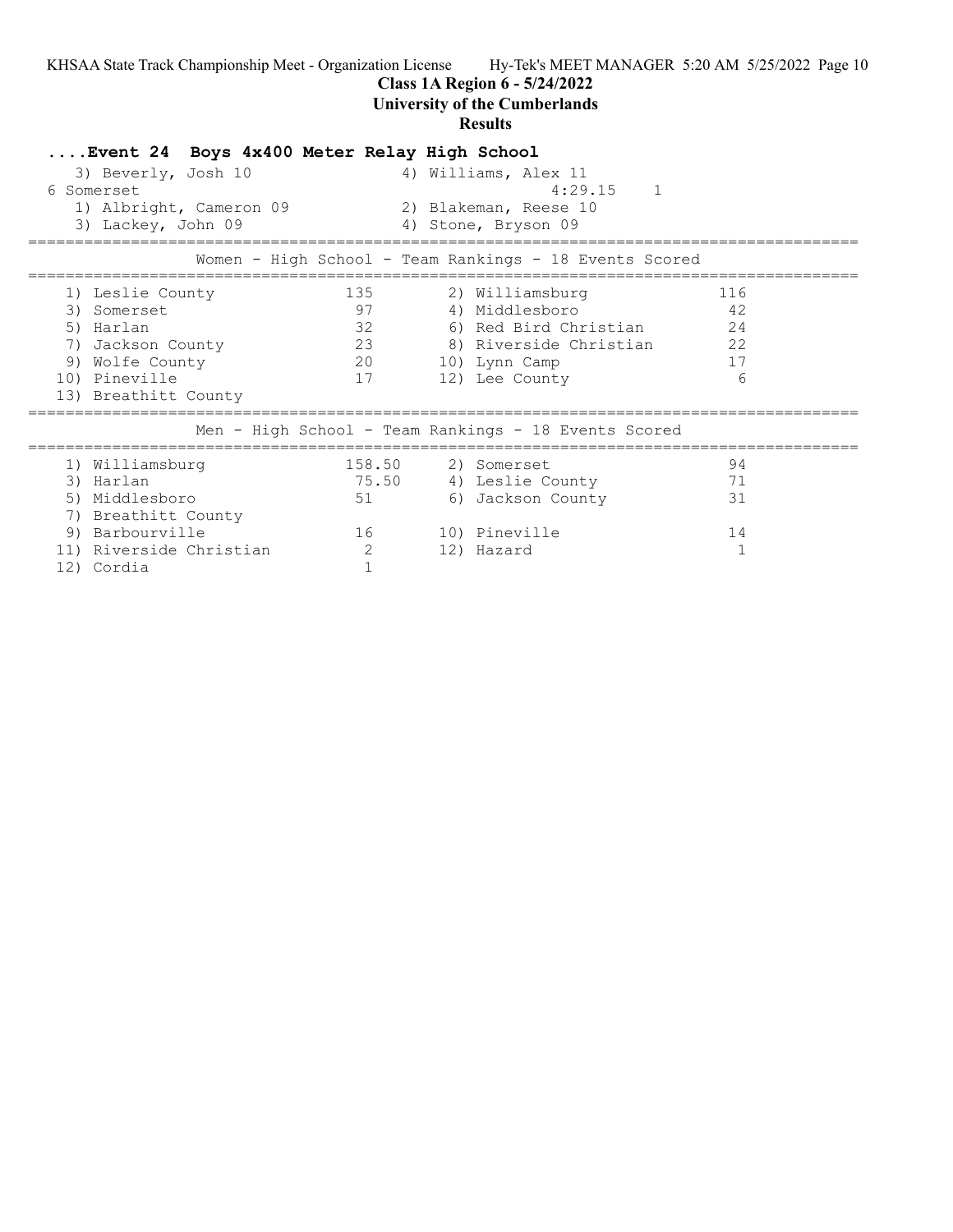## ....Event 24 Boys 4x400 Meter Relay High School

3) Beverly, Josh 10 4) Williams, Alex 11

6 Somerset 4:29.15 1

1) Albright, Cameron 09 2) Blakeman, Reese 10

3) Lackey, John 09 4) Stone, Bryson 09

### Women - High School - Team Rankings - 18 Events Scored

| | | | | | |
|---|---|---|---|---|---|
| 1) | Leslie County | 135 | 2) | Williamsburg | 116 |
| 3) | Somerset | 97 | 4) | Middlesboro | 42 |
| 5) | Harlan | 32 | 6) | Red Bird Christian | 24 |
| 7) | Jackson County | 23 | 8) | Riverside Christian | 22 |
| 9) | Wolfe County | 20 | 10) | Lynn Camp | 17 |
| 10) | Pineville | 17 | 12) | Lee County | 6 |
| 13) | Breathitt County | | | | |

### Men - High School - Team Rankings - 18 Events Scored

| | | | | | |
|---|---|---|---|---|---|
| 1) | Williamsburg | 158.50 | 2) | Somerset | 94 |
| 3) | Harlan | 75.50 | 4) | Leslie County | 71 |
| 5) | Middlesboro | 51 | 6) | Jackson County | 31 |
| 7) | Breathitt County | | | | |
| 9) | Barbourville | 16 | 10) | Pineville | 14 |
| 11) | Riverside Christian | 2 | 12) | Hazard | 1 |
| 12) | Cordia | 1 | | | |